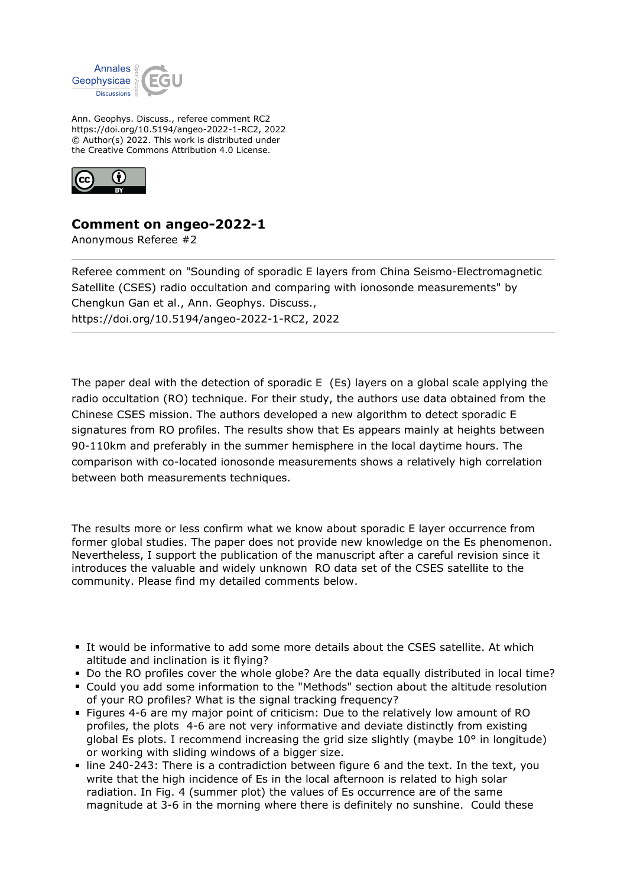Ann. Geophys. Discuss., referee comment RC2
https://doi.org/10.5194/angeo-2022-1-RC2, 2022
© Author(s) 2022. This work is distributed under
the Creative Commons Attribution 4.0 License.

## Comment on angeo-2022-1

Anonymous Referee #2

Referee comment on "Sounding of sporadic E layers from China Seismo-Electromagnetic Satellite (CSES) radio occultation and comparing with ionosonde measurements" by Chengkun Gan et al., Ann. Geophys. Discuss.,
https://doi.org/10.5194/angeo-2022-1-RC2, 2022

The paper deal with the detection of sporadic E (Es) layers on a global scale applying the radio occultation (RO) technique. For their study, the authors use data obtained from the Chinese CSES mission. The authors developed a new algorithm to detect sporadic E signatures from RO profiles. The results show that Es appears mainly at heights between 90-110km and preferably in the summer hemisphere in the local daytime hours. The comparison with co-located ionosonde measurements shows a relatively high correlation between both measurements techniques.

The results more or less confirm what we know about sporadic E layer occurrence from former global studies. The paper does not provide new knowledge on the Es phenomenon. Nevertheless, I support the publication of the manuscript after a careful revision since it introduces the valuable and widely unknown RO data set of the CSES satellite to the community. Please find my detailed comments below.

- It would be informative to add some more details about the CSES satellite. At which altitude and inclination is it flying?
- Do the RO profiles cover the whole globe? Are the data equally distributed in local time?
- Could you add some information to the "Methods" section about the altitude resolution of your RO profiles? What is the signal tracking frequency?
- Figures 4-6 are my major point of criticism: Due to the relatively low amount of RO profiles, the plots 4-6 are not very informative and deviate distinctly from existing global Es plots. I recommend increasing the grid size slightly (maybe 10° in longitude) or working with sliding windows of a bigger size.
- line 240-243: There is a contradiction between figure 6 and the text. In the text, you write that the high incidence of Es in the local afternoon is related to high solar radiation. In Fig. 4 (summer plot) the values of Es occurrence are of the same magnitude at 3-6 in the morning where there is definitely no sunshine. Could these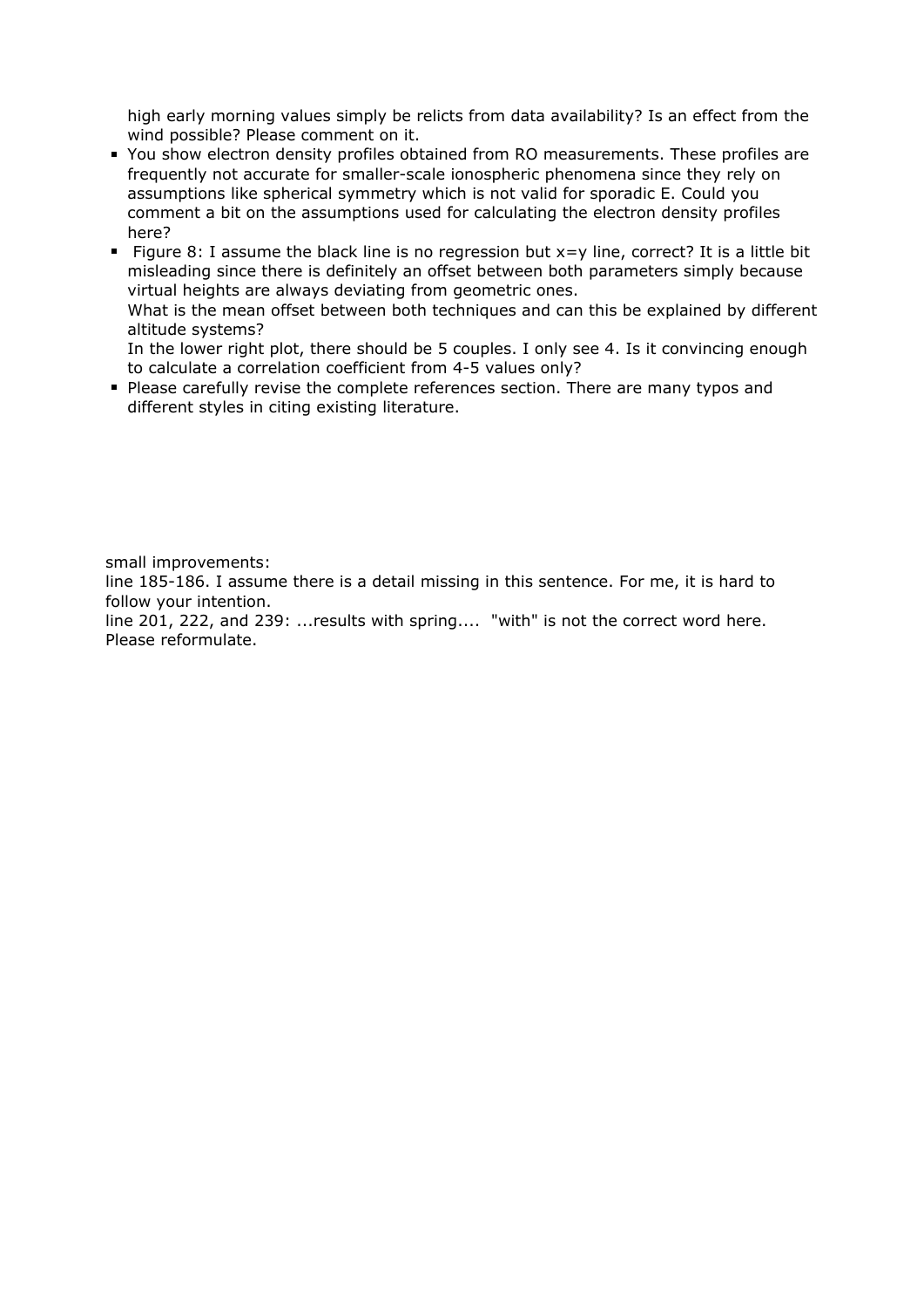high early morning values simply be relicts from data availability? Is an effect from the wind possible? Please comment on it.

- You show electron density profiles obtained from RO measurements. These profiles are frequently not accurate for smaller-scale ionospheric phenomena since they rely on assumptions like spherical symmetry which is not valid for sporadic E. Could you comment a bit on the assumptions used for calculating the electron density profiles here?
- Figure 8: I assume the black line is no regression but x=y line, correct? It is a little bit misleading since there is definitely an offset between both parameters simply because virtual heights are always deviating from geometric ones.
  What is the mean offset between both techniques and can this be explained by different altitude systems?
  In the lower right plot, there should be 5 couples. I only see 4. Is it convincing enough to calculate a correlation coefficient from 4-5 values only?
- Please carefully revise the complete references section. There are many typos and different styles in citing existing literature.

small improvements:

line 185-186. I assume there is a detail missing in this sentence. For me, it is hard to follow your intention.

line 201, 222, and 239: ...results with spring.... "with" is not the correct word here. Please reformulate.